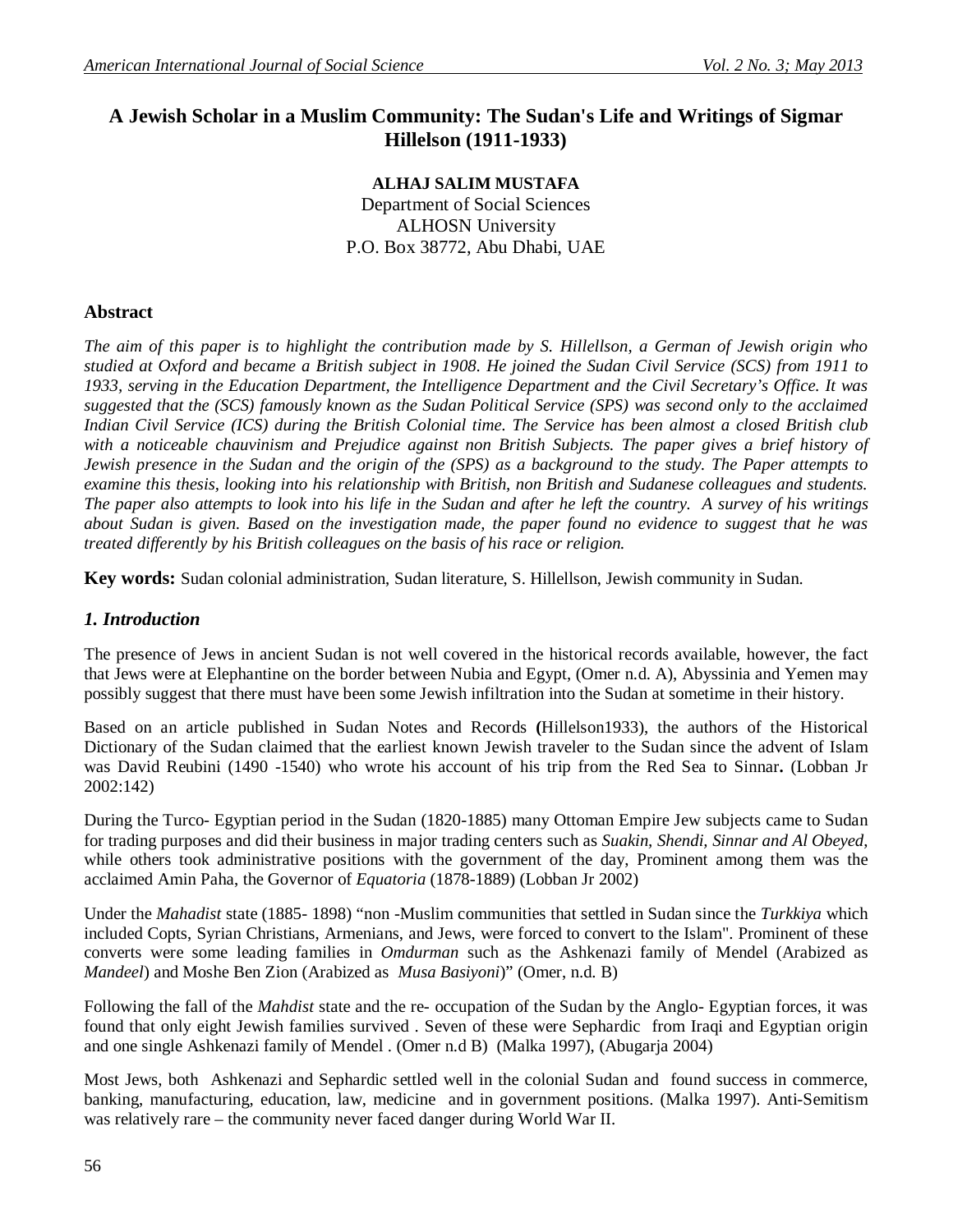# A Jewish Scholar in a Muslim Community: The Sudan's Life and Writings of Sigmar Hillelson (1911-1933)

**ALHAJ SALIM MUSTAFA**
Department of Social Sciences
ALHOSN University
P.O. Box 38772, Abu Dhabi, UAE

## Abstract

*The aim of this paper is to highlight the contribution made by S. Hillellson, a German of Jewish origin who studied at Oxford and became a British subject in 1908. He joined the Sudan Civil Service (SCS) from 1911 to 1933, serving in the Education Department, the Intelligence Department and the Civil Secretary's Office. It was suggested that the (SCS) famously known as the Sudan Political Service (SPS) was second only to the acclaimed Indian Civil Service (ICS) during the British Colonial time. The Service has been almost a closed British club with a noticeable chauvinism and Prejudice against non British Subjects. The paper gives a brief history of Jewish presence in the Sudan and the origin of the (SPS) as a background to the study. The Paper attempts to examine this thesis, looking into his relationship with British, non British and Sudanese colleagues and students. The paper also attempts to look into his life in the Sudan and after he left the country. A survey of his writings about Sudan is given. Based on the investigation made, the paper found no evidence to suggest that he was treated differently by his British colleagues on the basis of his race or religion.*

**Key words:** Sudan colonial administration, Sudan literature, S. Hillellson, Jewish community in Sudan.

## *1. Introduction*

The presence of Jews in ancient Sudan is not well covered in the historical records available, however, the fact that Jews were at Elephantine on the border between Nubia and Egypt, (Omer n.d. A), Abyssinia and Yemen may possibly suggest that there must have been some Jewish infiltration into the Sudan at sometime in their history.

Based on an article published in Sudan Notes and Records **(**Hillelson1933), the authors of the Historical Dictionary of the Sudan claimed that the earliest known Jewish traveler to the Sudan since the advent of Islam was David Reubini (1490 -1540) who wrote his account of his trip from the Red Sea to Sinnar**.** (Lobban Jr 2002:142)

During the Turco- Egyptian period in the Sudan (1820-1885) many Ottoman Empire Jew subjects came to Sudan for trading purposes and did their business in major trading centers such as *Suakin, Shendi, Sinnar and Al Obeyed*, while others took administrative positions with the government of the day, Prominent among them was the acclaimed Amin Paha, the Governor of *Equatoria* (1878-1889) (Lobban Jr 2002)

Under the *Mahadist* state (1885- 1898) "non -Muslim communities that settled in Sudan since the *Turkkiya* which included Copts, Syrian Christians, Armenians, and Jews, were forced to convert to the Islam". Prominent of these converts were some leading families in *Omdurman* such as the Ashkenazi family of Mendel (Arabized as *Mandeel*) and Moshe Ben Zion (Arabized as *Musa Basiyoni*)" (Omer, n.d. B)

Following the fall of the *Mahdist* state and the re- occupation of the Sudan by the Anglo- Egyptian forces, it was found that only eight Jewish families survived . Seven of these were Sephardic from Iraqi and Egyptian origin and one single Ashkenazi family of Mendel . (Omer n.d B) (Malka 1997), (Abugarja 2004)

Most Jews, both Ashkenazi and Sephardic settled well in the colonial Sudan and found success in commerce, banking, manufacturing, education, law, medicine and in government positions. (Malka 1997). Anti-Semitism was relatively rare – the community never faced danger during World War II.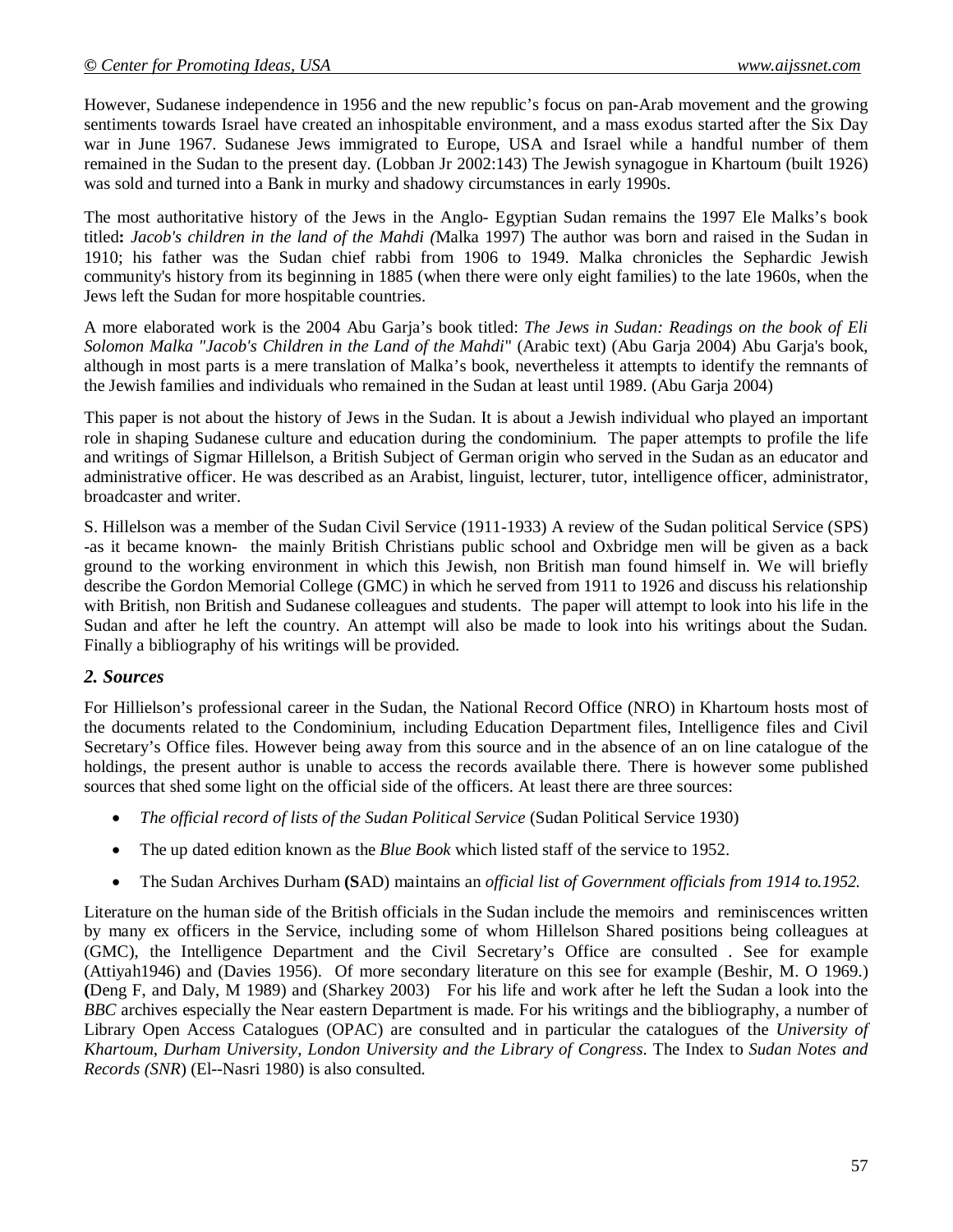However, Sudanese independence in 1956 and the new republic's focus on pan-Arab movement and the growing sentiments towards Israel have created an inhospitable environment, and a mass exodus started after the Six Day war in June 1967. Sudanese Jews immigrated to Europe, USA and Israel while a handful number of them remained in the Sudan to the present day. (Lobban Jr 2002:143) The Jewish synagogue in Khartoum (built 1926) was sold and turned into a Bank in murky and shadowy circumstances in early 1990s.

The most authoritative history of the Jews in the Anglo- Egyptian Sudan remains the 1997 Ele Malks's book titled**:** *Jacob's children in the land of the Mahdi (*Malka 1997) The author was born and raised in the Sudan in 1910; his father was the Sudan chief rabbi from 1906 to 1949. Malka chronicles the Sephardic Jewish community's history from its beginning in 1885 (when there were only eight families) to the late 1960s, when the Jews left the Sudan for more hospitable countries.

A more elaborated work is the 2004 Abu Garja's book titled: *The Jews in Sudan: Readings on the book of Eli Solomon Malka "Jacob's Children in the Land of the Mahdi*" (Arabic text) (Abu Garja 2004) Abu Garja's book, although in most parts is a mere translation of Malka's book, nevertheless it attempts to identify the remnants of the Jewish families and individuals who remained in the Sudan at least until 1989. (Abu Garja 2004)

This paper is not about the history of Jews in the Sudan. It is about a Jewish individual who played an important role in shaping Sudanese culture and education during the condominium. The paper attempts to profile the life and writings of Sigmar Hillelson, a British Subject of German origin who served in the Sudan as an educator and administrative officer. He was described as an Arabist, linguist, lecturer, tutor, intelligence officer, administrator, broadcaster and writer.

S. Hillelson was a member of the Sudan Civil Service (1911-1933) A review of the Sudan political Service (SPS) -as it became known- the mainly British Christians public school and Oxbridge men will be given as a back ground to the working environment in which this Jewish, non British man found himself in. We will briefly describe the Gordon Memorial College (GMC) in which he served from 1911 to 1926 and discuss his relationship with British, non British and Sudanese colleagues and students. The paper will attempt to look into his life in the Sudan and after he left the country. An attempt will also be made to look into his writings about the Sudan. Finally a bibliography of his writings will be provided.

## *2. Sources*

For Hillielson's professional career in the Sudan, the National Record Office (NRO) in Khartoum hosts most of the documents related to the Condominium, including Education Department files, Intelligence files and Civil Secretary's Office files. However being away from this source and in the absence of an on line catalogue of the holdings, the present author is unable to access the records available there. There is however some published sources that shed some light on the official side of the officers. At least there are three sources:

- *The official record of lists of the Sudan Political Service* (Sudan Political Service 1930)
- The up dated edition known as the *Blue Book* which listed staff of the service to 1952.
- The Sudan Archives Durham **(S**AD) maintains an *official list of Government officials from 1914 to.1952.*

Literature on the human side of the British officials in the Sudan include the memoirs and reminiscences written by many ex officers in the Service, including some of whom Hillelson Shared positions being colleagues at (GMC), the Intelligence Department and the Civil Secretary's Office are consulted . See for example (Attiyah1946) and (Davies 1956). Of more secondary literature on this see for example (Beshir, M. O 1969.) **(**Deng F, and Daly, M 1989) and (Sharkey 2003) For his life and work after he left the Sudan a look into the *BBC* archives especially the Near eastern Department is made. For his writings and the bibliography, a number of Library Open Access Catalogues (OPAC) are consulted and in particular the catalogues of the *University of Khartoum, Durham University, London University and the Library of Congress*. The Index to *Sudan Notes and Records (SNR*) (El--Nasri 1980) is also consulted.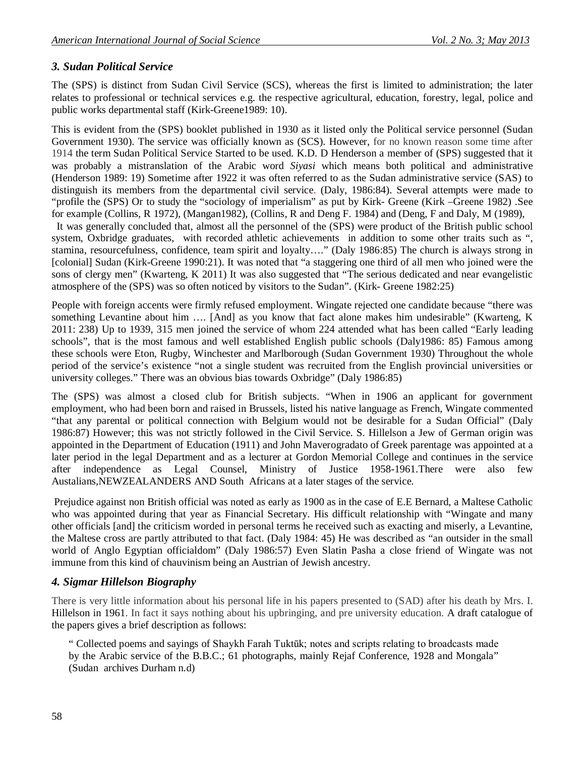### *3. Sudan Political Service*

The (SPS) is distinct from Sudan Civil Service (SCS), whereas the first is limited to administration; the later relates to professional or technical services e.g. the respective agricultural, education, forestry, legal, police and public works departmental staff (Kirk-Greene1989: 10).

This is evident from the (SPS) booklet published in 1930 as it listed only the Political service personnel (Sudan Government 1930). The service was officially known as (SCS). However, for no known reason some time after 1914 the term Sudan Political Service Started to be used. K.D. D Henderson a member of (SPS) suggested that it was probably a mistranslation of the Arabic word *Siyasi* which means both political and administrative (Henderson 1989: 19) Sometime after 1922 it was often referred to as the Sudan administrative service (SAS) to distinguish its members from the departmental civil service. (Daly, 1986:84). Several attempts were made to "profile the (SPS) Or to study the "sociology of imperialism" as put by Kirk- Greene (Kirk –Greene 1982) .See for example (Collins, R 1972), (Mangan1982), (Collins, R and Deng F. 1984) and (Deng, F and Daly, M (1989),

It was generally concluded that, almost all the personnel of the (SPS) were product of the British public school system, Oxbridge graduates, with recorded athletic achievements in addition to some other traits such as ", stamina, resourcefulness, confidence, team spirit and loyalty…." (Daly 1986:85) The church is always strong in [colonial] Sudan (Kirk-Greene 1990:21). It was noted that "a staggering one third of all men who joined were the sons of clergy men" (Kwarteng, K 2011) It was also suggested that "The serious dedicated and near evangelistic atmosphere of the (SPS) was so often noticed by visitors to the Sudan". (Kirk- Greene 1982:25)

People with foreign accents were firmly refused employment. Wingate rejected one candidate because "there was something Levantine about him …. [And] as you know that fact alone makes him undesirable" (Kwarteng, K 2011: 238) Up to 1939, 315 men joined the service of whom 224 attended what has been called "Early leading schools", that is the most famous and well established English public schools (Daly1986: 85) Famous among these schools were Eton, Rugby, Winchester and Marlborough (Sudan Government 1930) Throughout the whole period of the service's existence "not a single student was recruited from the English provincial universities or university colleges." There was an obvious bias towards Oxbridge" (Daly 1986:85)

The (SPS) was almost a closed club for British subjects. "When in 1906 an applicant for government employment, who had been born and raised in Brussels, listed his native language as French, Wingate commented "that any parental or political connection with Belgium would not be desirable for a Sudan Official" (Daly 1986:87) However; this was not strictly followed in the Civil Service. S. Hillelson a Jew of German origin was appointed in the Department of Education (1911) and John Maverogradato of Greek parentage was appointed at a later period in the legal Department and as a lecturer at Gordon Memorial College and continues in the service after independence as Legal Counsel, Ministry of Justice 1958-1961.There were also few Austalians,NEWZEALANDERS AND South Africans at a later stages of the service.

Prejudice against non British official was noted as early as 1900 as in the case of E.E Bernard, a Maltese Catholic who was appointed during that year as Financial Secretary. His difficult relationship with "Wingate and many other officials [and] the criticism worded in personal terms he received such as exacting and miserly, a Levantine, the Maltese cross are partly attributed to that fact. (Daly 1984: 45) He was described as "an outsider in the small world of Anglo Egyptian officialdom" (Daly 1986:57) Even Slatin Pasha a close friend of Wingate was not immune from this kind of chauvinism being an Austrian of Jewish ancestry.

### *4. Sigmar Hillelson Biography*

There is very little information about his personal life in his papers presented to (SAD) after his death by Mrs. I. Hillelson in 1961. In fact it says nothing about his upbringing, and pre university education. A draft catalogue of the papers gives a brief description as follows:

> " Collected poems and sayings of Shaykh Farah Tuktūk; notes and scripts relating to broadcasts made by the Arabic service of the B.B.C.; 61 photographs, mainly Rejaf Conference, 1928 and Mongala" (Sudan archives Durham n.d)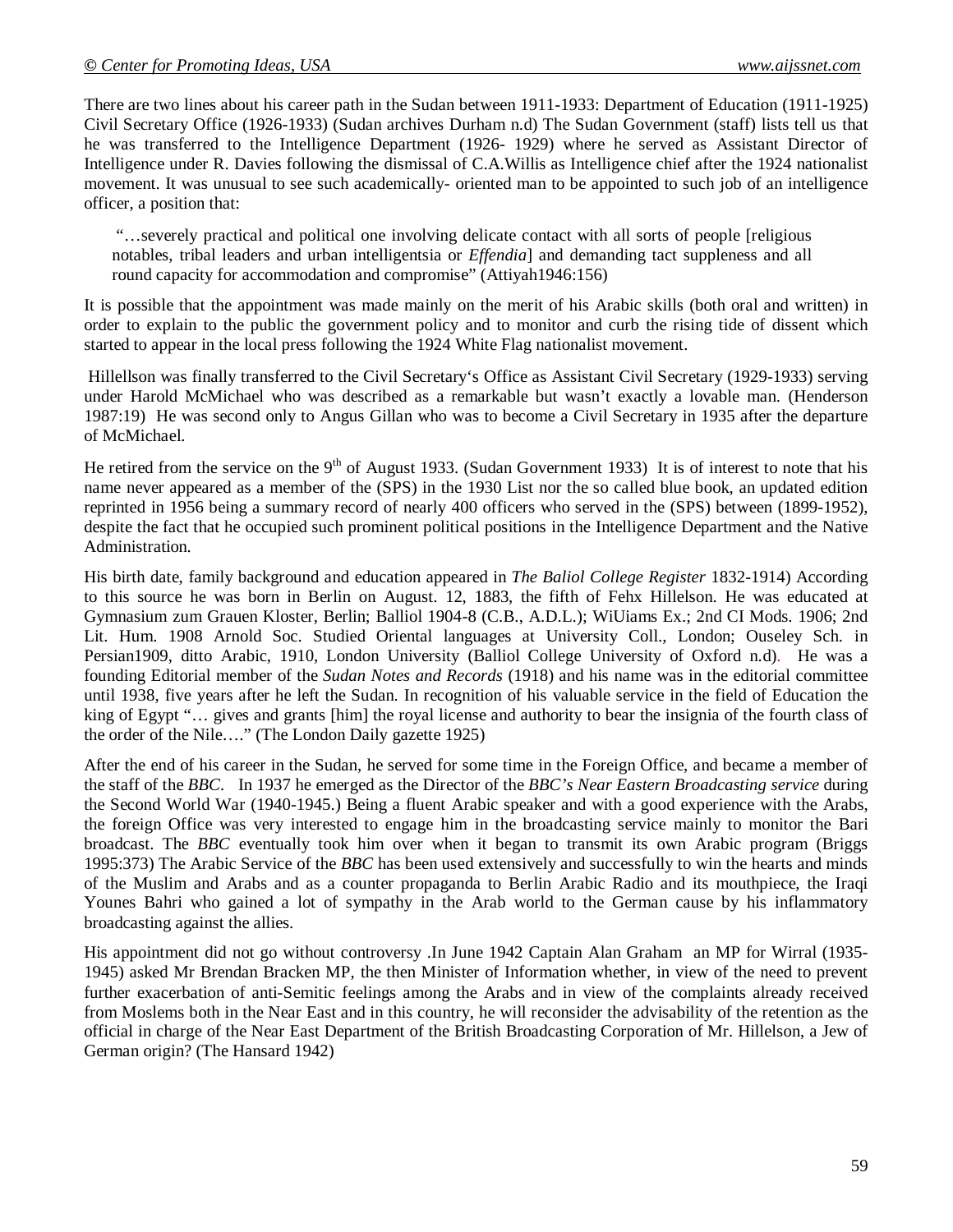There are two lines about his career path in the Sudan between 1911-1933: Department of Education (1911-1925) Civil Secretary Office (1926-1933) (Sudan archives Durham n.d) The Sudan Government (staff) lists tell us that he was transferred to the Intelligence Department (1926- 1929) where he served as Assistant Director of Intelligence under R. Davies following the dismissal of C.A.Willis as Intelligence chief after the 1924 nationalist movement. It was unusual to see such academically- oriented man to be appointed to such job of an intelligence officer, a position that:

> "…severely practical and political one involving delicate contact with all sorts of people [religious notables, tribal leaders and urban intelligentsia or *Effendia*] and demanding tact suppleness and all round capacity for accommodation and compromise" (Attiyah1946:156)

It is possible that the appointment was made mainly on the merit of his Arabic skills (both oral and written) in order to explain to the public the government policy and to monitor and curb the rising tide of dissent which started to appear in the local press following the 1924 White Flag nationalist movement.

Hillellson was finally transferred to the Civil Secretary's Office as Assistant Civil Secretary (1929-1933) serving under Harold McMichael who was described as a remarkable but wasn't exactly a lovable man. (Henderson 1987:19) He was second only to Angus Gillan who was to become a Civil Secretary in 1935 after the departure of McMichael.

He retired from the service on the 9th of August 1933. (Sudan Government 1933) It is of interest to note that his name never appeared as a member of the (SPS) in the 1930 List nor the so called blue book, an updated edition reprinted in 1956 being a summary record of nearly 400 officers who served in the (SPS) between (1899-1952), despite the fact that he occupied such prominent political positions in the Intelligence Department and the Native Administration.

His birth date, family background and education appeared in *The Baliol College Register* 1832-1914) According to this source he was born in Berlin on August. 12, 1883, the fifth of Fehx Hillelson. He was educated at Gymnasium zum Grauen Kloster, Berlin; Balliol 1904-8 (C.B., A.D.L.); WiUiams Ex.; 2nd CI Mods. 1906; 2nd Lit. Hum. 1908 Arnold Soc. Studied Oriental languages at University Coll., London; Ouseley Sch. in Persian1909, ditto Arabic, 1910, London University (Balliol College University of Oxford n.d). He was a founding Editorial member of the *Sudan Notes and Records* (1918) and his name was in the editorial committee until 1938, five years after he left the Sudan. In recognition of his valuable service in the field of Education the king of Egypt "… gives and grants [him] the royal license and authority to bear the insignia of the fourth class of the order of the Nile…." (The London Daily gazette 1925)

After the end of his career in the Sudan, he served for some time in the Foreign Office, and became a member of the staff of the *BBC*. In 1937 he emerged as the Director of the *BBC's Near Eastern Broadcasting service* during the Second World War (1940-1945.) Being a fluent Arabic speaker and with a good experience with the Arabs, the foreign Office was very interested to engage him in the broadcasting service mainly to monitor the Bari broadcast. The *BBC* eventually took him over when it began to transmit its own Arabic program (Briggs 1995:373) The Arabic Service of the *BBC* has been used extensively and successfully to win the hearts and minds of the Muslim and Arabs and as a counter propaganda to Berlin Arabic Radio and its mouthpiece, the Iraqi Younes Bahri who gained a lot of sympathy in the Arab world to the German cause by his inflammatory broadcasting against the allies.

His appointment did not go without controversy .In June 1942 Captain Alan Graham an MP for Wirral (1935-1945) asked Mr Brendan Bracken MP, the then Minister of Information whether, in view of the need to prevent further exacerbation of anti-Semitic feelings among the Arabs and in view of the complaints already received from Moslems both in the Near East and in this country, he will reconsider the advisability of the retention as the official in charge of the Near East Department of the British Broadcasting Corporation of Mr. Hillelson, a Jew of German origin? (The Hansard 1942)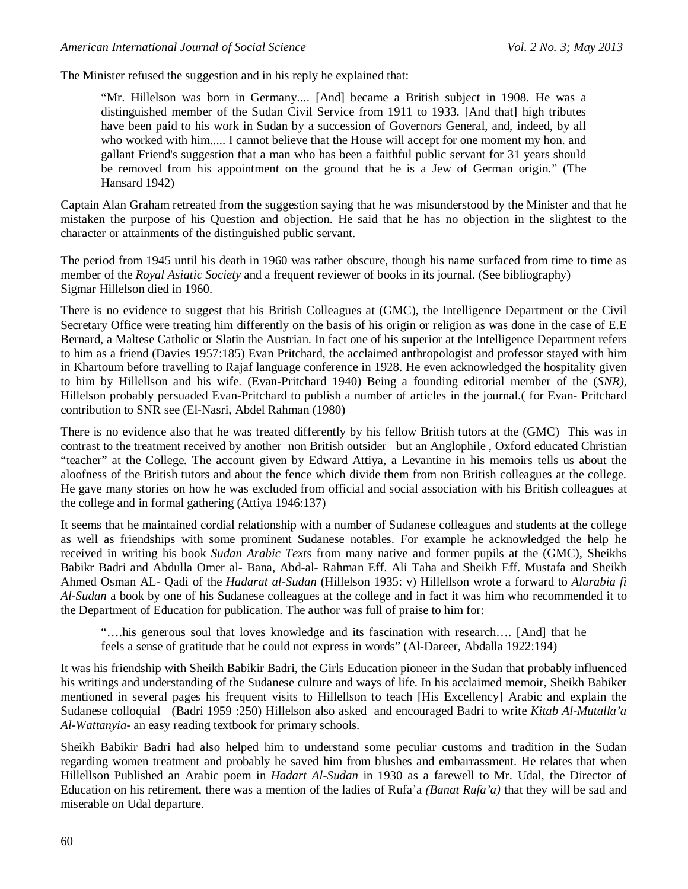The Minister refused the suggestion and in his reply he explained that:

> "Mr. Hillelson was born in Germany.... [And] became a British subject in 1908. He was a distinguished member of the Sudan Civil Service from 1911 to 1933. [And that] high tributes have been paid to his work in Sudan by a succession of Governors General, and, indeed, by all who worked with him..... I cannot believe that the House will accept for one moment my hon. and gallant Friend's suggestion that a man who has been a faithful public servant for 31 years should be removed from his appointment on the ground that he is a Jew of German origin." (The Hansard 1942)

Captain Alan Graham retreated from the suggestion saying that he was misunderstood by the Minister and that he mistaken the purpose of his Question and objection. He said that he has no objection in the slightest to the character or attainments of the distinguished public servant.

The period from 1945 until his death in 1960 was rather obscure, though his name surfaced from time to time as member of the *Royal Asiatic Society* and a frequent reviewer of books in its journal. (See bibliography) Sigmar Hillelson died in 1960.

There is no evidence to suggest that his British Colleagues at (GMC), the Intelligence Department or the Civil Secretary Office were treating him differently on the basis of his origin or religion as was done in the case of E.E Bernard, a Maltese Catholic or Slatin the Austrian. In fact one of his superior at the Intelligence Department refers to him as a friend (Davies 1957:185) Evan Pritchard, the acclaimed anthropologist and professor stayed with him in Khartoum before travelling to Rajaf language conference in 1928. He even acknowledged the hospitality given to him by Hillellson and his wife. (Evan-Pritchard 1940) Being a founding editorial member of the (*SNR)*, Hillelson probably persuaded Evan-Pritchard to publish a number of articles in the journal.( for Evan- Pritchard contribution to SNR see (El-Nasri, Abdel Rahman (1980)

There is no evidence also that he was treated differently by his fellow British tutors at the (GMC) This was in contrast to the treatment received by another non British outsider but an Anglophile , Oxford educated Christian "teacher" at the College. The account given by Edward Attiya, a Levantine in his memoirs tells us about the aloofness of the British tutors and about the fence which divide them from non British colleagues at the college. He gave many stories on how he was excluded from official and social association with his British colleagues at the college and in formal gathering (Attiya 1946:137)

It seems that he maintained cordial relationship with a number of Sudanese colleagues and students at the college as well as friendships with some prominent Sudanese notables. For example he acknowledged the help he received in writing his book *Sudan Arabic Texts* from many native and former pupils at the (GMC), Sheikhs Babikr Badri and Abdulla Omer al- Bana, Abd-al- Rahman Eff. Ali Taha and Sheikh Eff. Mustafa and Sheikh Ahmed Osman AL- Qadi of the *Hadarat al-Sudan* (Hillelson 1935: v) Hillellson wrote a forward to *Alarabia fi Al-Sudan* a book by one of his Sudanese colleagues at the college and in fact it was him who recommended it to the Department of Education for publication. The author was full of praise to him for:

> "….his generous soul that loves knowledge and its fascination with research…. [And] that he feels a sense of gratitude that he could not express in words" (Al-Dareer, Abdalla 1922:194)

It was his friendship with Sheikh Babikir Badri, the Girls Education pioneer in the Sudan that probably influenced his writings and understanding of the Sudanese culture and ways of life. In his acclaimed memoir, Sheikh Babiker mentioned in several pages his frequent visits to Hillellson to teach [His Excellency] Arabic and explain the Sudanese colloquial (Badri 1959 :250) Hillelson also asked and encouraged Badri to write *Kitab Al-Mutalla'a Al-Wattanyia*- an easy reading textbook for primary schools.

Sheikh Babikir Badri had also helped him to understand some peculiar customs and tradition in the Sudan regarding women treatment and probably he saved him from blushes and embarrassment. He relates that when Hillellson Published an Arabic poem in *Hadart Al-Sudan* in 1930 as a farewell to Mr. Udal, the Director of Education on his retirement, there was a mention of the ladies of Rufa'a *(Banat Rufa'a)* that they will be sad and miserable on Udal departure.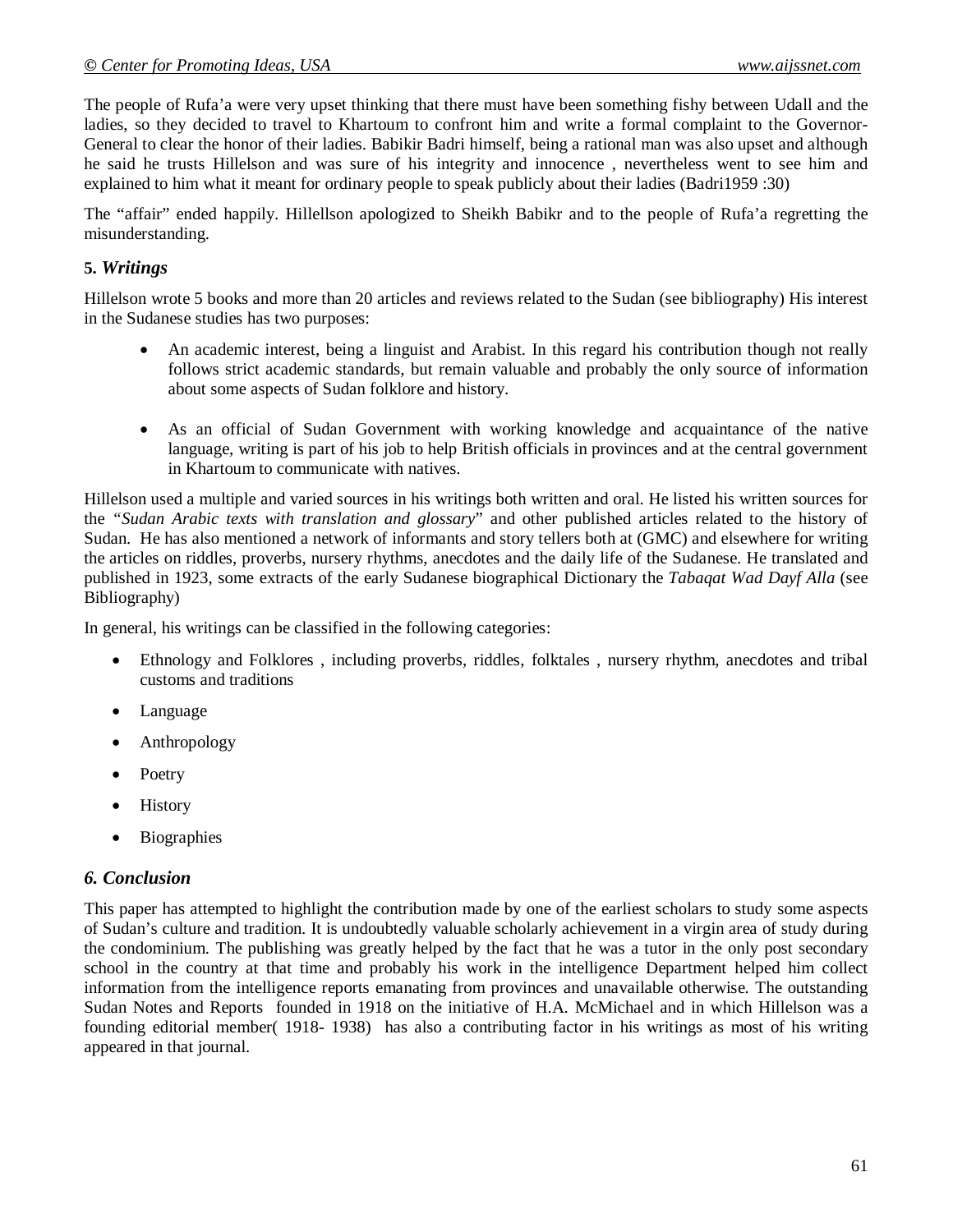The people of Rufa'a were very upset thinking that there must have been something fishy between Udall and the ladies, so they decided to travel to Khartoum to confront him and write a formal complaint to the Governor-General to clear the honor of their ladies. Babikir Badri himself, being a rational man was also upset and although he said he trusts Hillelson and was sure of his integrity and innocence , nevertheless went to see him and explained to him what it meant for ordinary people to speak publicly about their ladies (Badri1959 :30)

The "affair" ended happily. Hillellson apologized to Sheikh Babikr and to the people of Rufa'a regretting the misunderstanding.

## 5. *Writings*

Hillelson wrote 5 books and more than 20 articles and reviews related to the Sudan (see bibliography) His interest in the Sudanese studies has two purposes:

- An academic interest, being a linguist and Arabist. In this regard his contribution though not really follows strict academic standards, but remain valuable and probably the only source of information about some aspects of Sudan folklore and history.

- As an official of Sudan Government with working knowledge and acquaintance of the native language, writing is part of his job to help British officials in provinces and at the central government in Khartoum to communicate with natives.

Hillelson used a multiple and varied sources in his writings both written and oral. He listed his written sources for the "*Sudan Arabic texts with translation and glossary*" and other published articles related to the history of Sudan. He has also mentioned a network of informants and story tellers both at (GMC) and elsewhere for writing the articles on riddles, proverbs, nursery rhythms, anecdotes and the daily life of the Sudanese. He translated and published in 1923, some extracts of the early Sudanese biographical Dictionary the *Tabaqat Wad Dayf Alla* (see Bibliography)

In general, his writings can be classified in the following categories:

- Ethnology and Folklores , including proverbs, riddles, folktales , nursery rhythm, anecdotes and tribal customs and traditions
- Language
- Anthropology
- Poetry
- History
- Biographies

## *6. Conclusion*

This paper has attempted to highlight the contribution made by one of the earliest scholars to study some aspects of Sudan's culture and tradition. It is undoubtedly valuable scholarly achievement in a virgin area of study during the condominium. The publishing was greatly helped by the fact that he was a tutor in the only post secondary school in the country at that time and probably his work in the intelligence Department helped him collect information from the intelligence reports emanating from provinces and unavailable otherwise. The outstanding Sudan Notes and Reports founded in 1918 on the initiative of H.A. McMichael and in which Hillelson was a founding editorial member( 1918- 1938) has also a contributing factor in his writings as most of his writing appeared in that journal.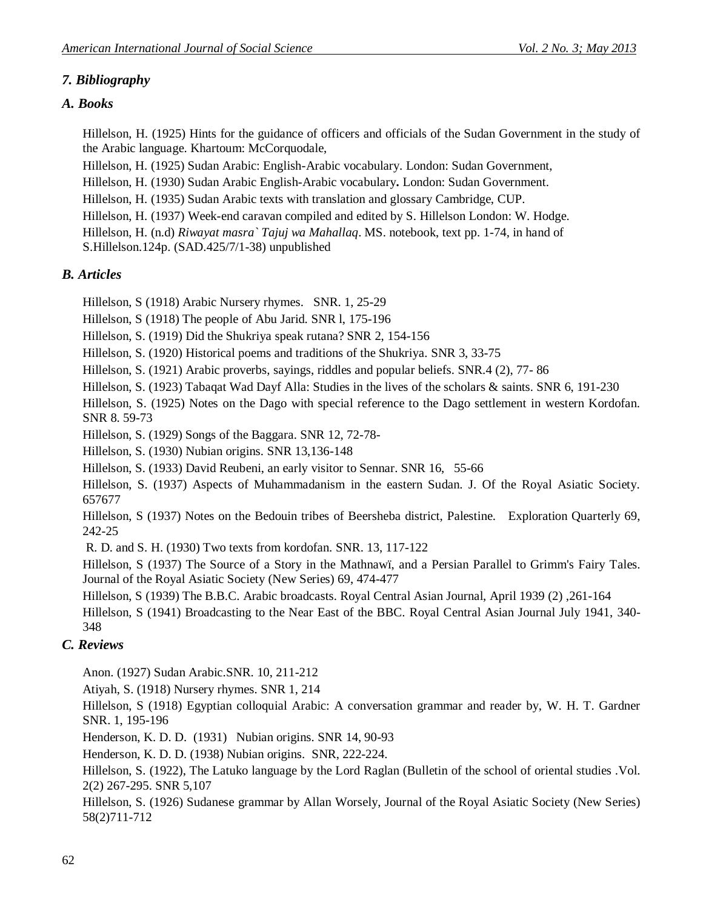### *7. Bibliography*

### *A. Books*

Hillelson, H. (1925) Hints for the guidance of officers and officials of the Sudan Government in the study of the Arabic language. Khartoum: McCorquodale,

Hillelson, H. (1925) Sudan Arabic: English-Arabic vocabulary. London: Sudan Government,

Hillelson, H. (1930) Sudan Arabic English-Arabic vocabulary**.** London: Sudan Government.

Hillelson, H. (1935) Sudan Arabic texts with translation and glossary Cambridge, CUP.

Hillelson, H. (1937) Week-end caravan compiled and edited by S. Hillelson London: W. Hodge.

Hillelson, H. (n.d) *Riwayat masra` Tajuj wa Mahallaq*. MS. notebook, text pp. 1-74, in hand of S.Hillelson.124p. (SAD.425/7/1-38) unpublished

### *B. Articles*

Hillelson, S (1918) Arabic Nursery rhymes. SNR. 1, 25-29

Hillelson, S (1918) The people of Abu Jarid. SNR l, 175-196

Hillelson, S. (1919) Did the Shukriya speak rutana? SNR 2, 154-156

Hillelson, S. (1920) Historical poems and traditions of the Shukriya. SNR 3, 33-75

Hillelson, S. (1921) Arabic proverbs, sayings, riddles and popular beliefs. SNR.4 (2), 77- 86

Hillelson, S. (1923) Tabaqat Wad Dayf Alla: Studies in the lives of the scholars & saints. SNR 6, 191-230

Hillelson, S. (1925) Notes on the Dago with special reference to the Dago settlement in western Kordofan. SNR 8. 59-73

Hillelson, S. (1929) Songs of the Baggara. SNR 12, 72-78-

Hillelson, S. (1930) Nubian origins. SNR 13,136-148

Hillelson, S. (1933) David Reubeni, an early visitor to Sennar. SNR 16, 55-66

Hillelson, S. (1937) Aspects of Muhammadanism in the eastern Sudan. J. Of the Royal Asiatic Society. 657677

Hillelson, S (1937) Notes on the Bedouin tribes of Beersheba district, Palestine. Exploration Quarterly 69, 242-25

R. D. and S. H. (1930) Two texts from kordofan. SNR. 13, 117-122

Hillelson, S (1937) The Source of a Story in the Mathnawï, and a Persian Parallel to Grimm's Fairy Tales. Journal of the Royal Asiatic Society (New Series) 69, 474-477

Hillelson, S (1939) The B.B.C. Arabic broadcasts. Royal Central Asian Journal, April 1939 (2) ,261-164

Hillelson, S (1941) Broadcasting to the Near East of the BBC. Royal Central Asian Journal July 1941, 340-348

### *C. Reviews*

Anon. (1927) Sudan Arabic.SNR. 10, 211-212

Atiyah, S. (1918) Nursery rhymes. SNR 1, 214

Hillelson, S (1918) Egyptian colloquial Arabic: A conversation grammar and reader by, W. H. T. Gardner SNR. 1, 195-196

Henderson, K. D. D. (1931) Nubian origins. SNR 14, 90-93

Henderson, K. D. D. (1938) Nubian origins. SNR, 222-224.

Hillelson, S. (1922), The Latuko language by the Lord Raglan (Bulletin of the school of oriental studies .Vol. 2(2) 267-295. SNR 5,107

Hillelson, S. (1926) Sudanese grammar by Allan Worsely, Journal of the Royal Asiatic Society (New Series) 58(2)711-712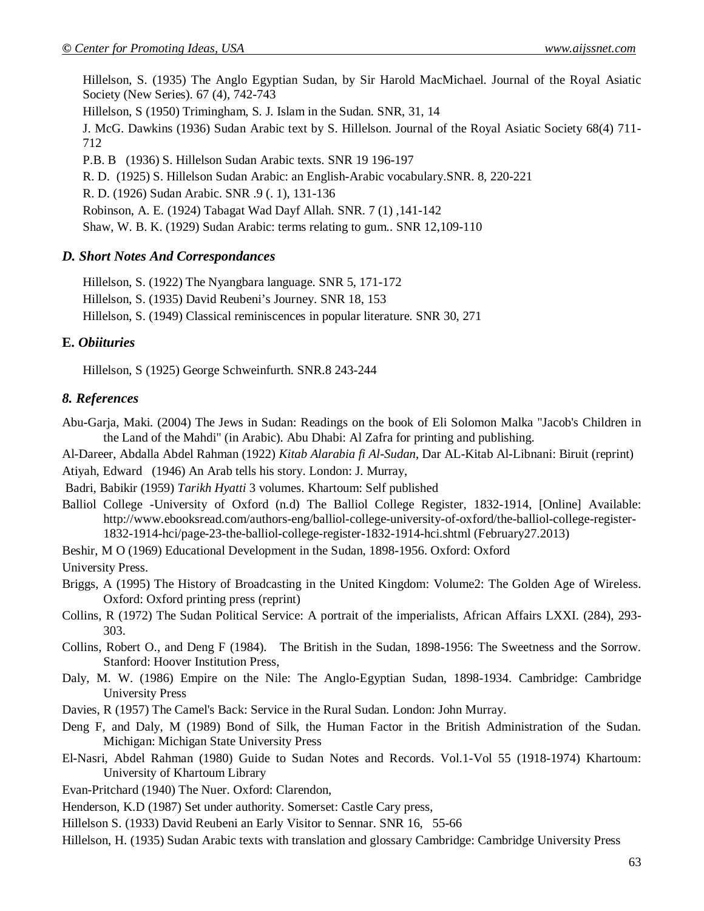Hillelson, S. (1935) The Anglo Egyptian Sudan, by Sir Harold MacMichael. Journal of the Royal Asiatic Society (New Series). 67 (4), 742-743

Hillelson, S (1950) Trimingham, S. J. Islam in the Sudan. SNR, 31, 14

J. McG. Dawkins (1936) Sudan Arabic text by S. Hillelson. Journal of the Royal Asiatic Society 68(4) 711-712

P.B. B (1936) S. Hillelson Sudan Arabic texts. SNR 19 196-197

R. D. (1925) S. Hillelson Sudan Arabic: an English-Arabic vocabulary.SNR. 8, 220-221

R. D. (1926) Sudan Arabic. SNR .9 (. 1), 131-136

Robinson, A. E. (1924) Tabagat Wad Dayf Allah. SNR. 7 (1) ,141-142

Shaw, W. B. K. (1929) Sudan Arabic: terms relating to gum.. SNR 12,109-110

### *D. Short Notes And Correspondances*

Hillelson, S. (1922) The Nyangbara language. SNR 5, 171-172

Hillelson, S. (1935) David Reubeni's Journey. SNR 18, 153

Hillelson, S. (1949) Classical reminiscences in popular literature. SNR 30, 271

### E. *Obiituries*

Hillelson, S (1925) George Schweinfurth. SNR.8 243-244

## *8. References*

Abu-Garja, Maki. (2004) The Jews in Sudan: Readings on the book of Eli Solomon Malka "Jacob's Children in the Land of the Mahdi" (in Arabic). Abu Dhabi: Al Zafra for printing and publishing.

Al-Dareer, Abdalla Abdel Rahman (1922) *Kitab Alarabia fi Al-Sudan*, Dar AL-Kitab Al-Libnani: Biruit (reprint)

Atiyah, Edward (1946) An Arab tells his story. London: J. Murray,

Badri, Babikir (1959) *Tarikh Hyatti* 3 volumes. Khartoum: Self published

Balliol College -University of Oxford (n.d) The Balliol College Register, 1832-1914, [Online] Available: http://www.ebooksread.com/authors-eng/balliol-college-university-of-oxford/the-balliol-college-register-1832-1914-hci/page-23-the-balliol-college-register-1832-1914-hci.shtml (February27.2013)

Beshir, M O (1969) Educational Development in the Sudan, 1898-1956. Oxford: Oxford University Press.

Briggs, A (1995) The History of Broadcasting in the United Kingdom: Volume2: The Golden Age of Wireless. Oxford: Oxford printing press (reprint)

Collins, R (1972) The Sudan Political Service: A portrait of the imperialists, African Affairs LXXI. (284), 293-303.

Collins, Robert O., and Deng F (1984). The British in the Sudan, 1898-1956: The Sweetness and the Sorrow. Stanford: Hoover Institution Press,

Daly, M. W. (1986) Empire on the Nile: The Anglo-Egyptian Sudan, 1898-1934. Cambridge: Cambridge University Press

Davies, R (1957) The Camel's Back: Service in the Rural Sudan. London: John Murray.

Deng F, and Daly, M (1989) Bond of Silk, the Human Factor in the British Administration of the Sudan. Michigan: Michigan State University Press

El-Nasri, Abdel Rahman (1980) Guide to Sudan Notes and Records. Vol.1-Vol 55 (1918-1974) Khartoum: University of Khartoum Library

Evan-Pritchard (1940) The Nuer. Oxford: Clarendon,

Henderson, K.D (1987) Set under authority. Somerset: Castle Cary press,

Hillelson S. (1933) David Reubeni an Early Visitor to Sennar. SNR 16, 55-66

Hillelson, H. (1935) Sudan Arabic texts with translation and glossary Cambridge: Cambridge University Press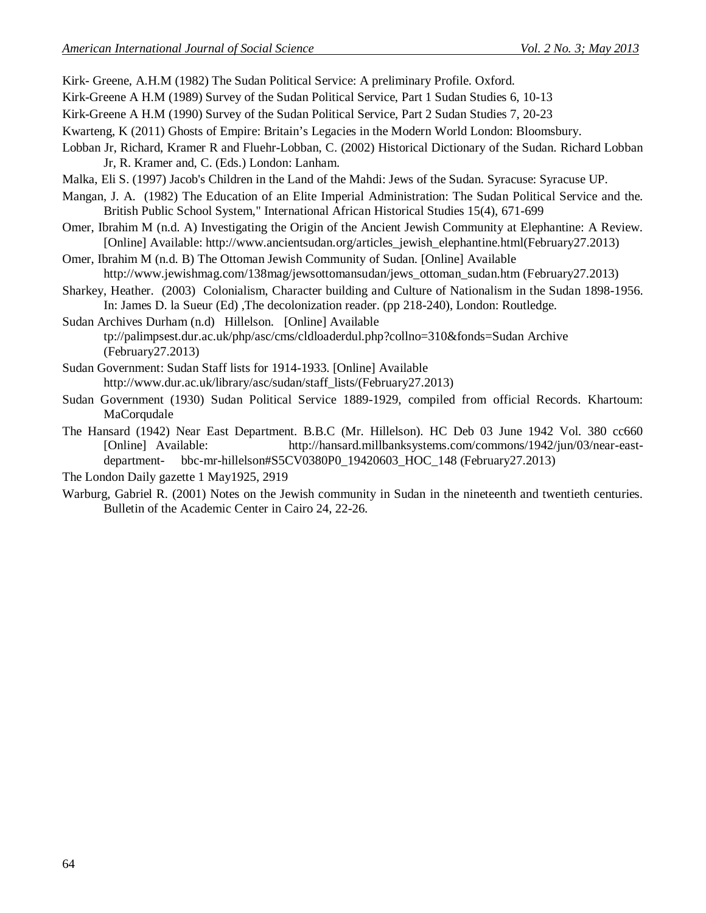Kirk- Greene, A.H.M (1982) The Sudan Political Service: A preliminary Profile. Oxford.

Kirk-Greene A H.M (1989) Survey of the Sudan Political Service, Part 1 Sudan Studies 6, 10-13

Kirk-Greene A H.M (1990) Survey of the Sudan Political Service, Part 2 Sudan Studies 7, 20-23

Kwarteng, K (2011) Ghosts of Empire: Britain's Legacies in the Modern World London: Bloomsbury.

Lobban Jr, Richard, Kramer R and Fluehr-Lobban, C. (2002) Historical Dictionary of the Sudan. Richard Lobban Jr, R. Kramer and, C. (Eds.) London: Lanham.

Malka, Eli S. (1997) Jacob's Children in the Land of the Mahdi: Jews of the Sudan. Syracuse: Syracuse UP.

Mangan, J. A. (1982) The Education of an Elite Imperial Administration: The Sudan Political Service and the. British Public School System," International African Historical Studies 15(4), 671-699

Omer, Ibrahim M (n.d. A) Investigating the Origin of the Ancient Jewish Community at Elephantine: A Review. [Online] Available: http://www.ancientsudan.org/articles_jewish_elephantine.html(February27.2013)

Omer, Ibrahim M (n.d. B) The Ottoman Jewish Community of Sudan. [Online] Available http://www.jewishmag.com/138mag/jewsottomansudan/jews_ottoman_sudan.htm (February27.2013)

Sharkey, Heather. (2003) Colonialism, Character building and Culture of Nationalism in the Sudan 1898-1956. In: James D. la Sueur (Ed) ,The decolonization reader. (pp 218-240), London: Routledge.

Sudan Archives Durham (n.d) Hillelson. [Online] Available tp://palimpsest.dur.ac.uk/php/asc/cms/cldloaderdul.php?collno=310&fonds=Sudan Archive (February27.2013)

Sudan Government: Sudan Staff lists for 1914-1933. [Online] Available http://www.dur.ac.uk/library/asc/sudan/staff_lists/(February27.2013)

Sudan Government (1930) Sudan Political Service 1889-1929, compiled from official Records. Khartoum: MaCorqudale

The Hansard (1942) Near East Department. B.B.C (Mr. Hillelson). HC Deb 03 June 1942 Vol. 380 cc660 [Online] Available: http://hansard.millbanksystems.com/commons/1942/jun/03/near-east-department- bbc-mr-hillelson#S5CV0380P0_19420603_HOC_148 (February27.2013)

The London Daily gazette 1 May1925, 2919

Warburg, Gabriel R. (2001) Notes on the Jewish community in Sudan in the nineteenth and twentieth centuries. Bulletin of the Academic Center in Cairo 24, 22-26.